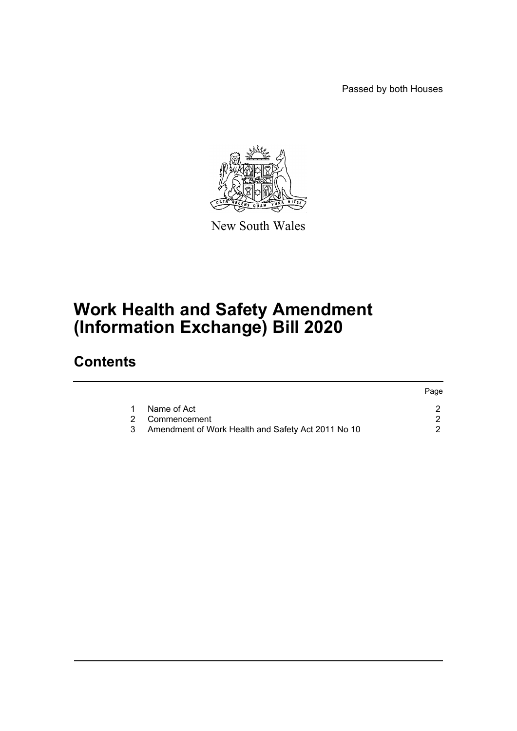Passed by both Houses

New South Wales

# Work Health and Safety Amendment (Information Exchange) Bill 2020

## Contents

| | | Page |
|---|---|---|
| 1 | Name of Act | 2 |
| 2 | Commencement | 2 |
| 3 | Amendment of Work Health and Safety Act 2011 No 10 | 2 |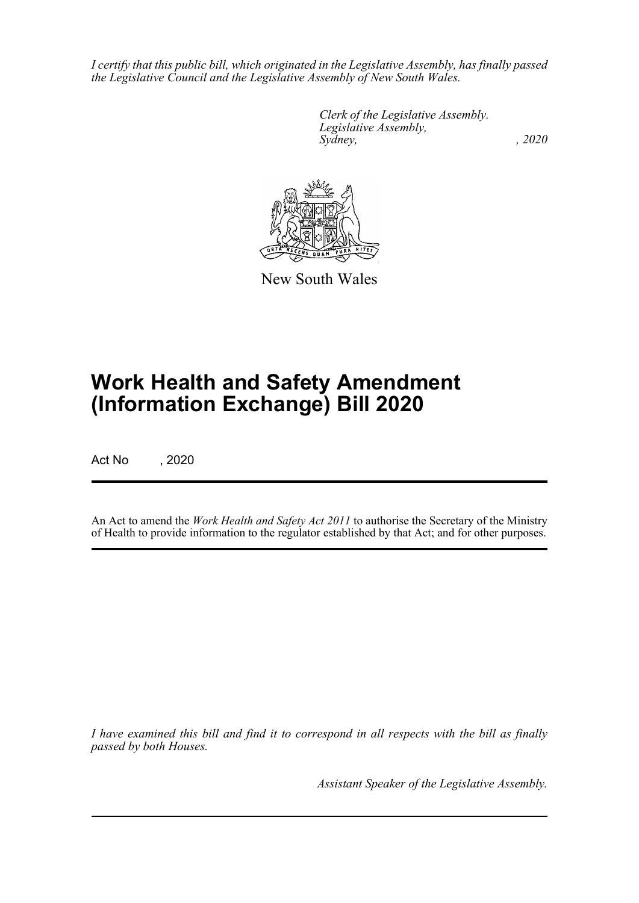*I certify that this public bill, which originated in the Legislative Assembly, has finally passed the Legislative Council and the Legislative Assembly of New South Wales.*

*Clerk of the Legislative Assembly.*
*Legislative Assembly,*
*Sydney, , 2020*

New South Wales

# Work Health and Safety Amendment (Information Exchange) Bill 2020

Act No , 2020

An Act to amend the *Work Health and Safety Act 2011* to authorise the Secretary of the Ministry of Health to provide information to the regulator established by that Act; and for other purposes.

*I have examined this bill and find it to correspond in all respects with the bill as finally passed by both Houses.*

*Assistant Speaker of the Legislative Assembly.*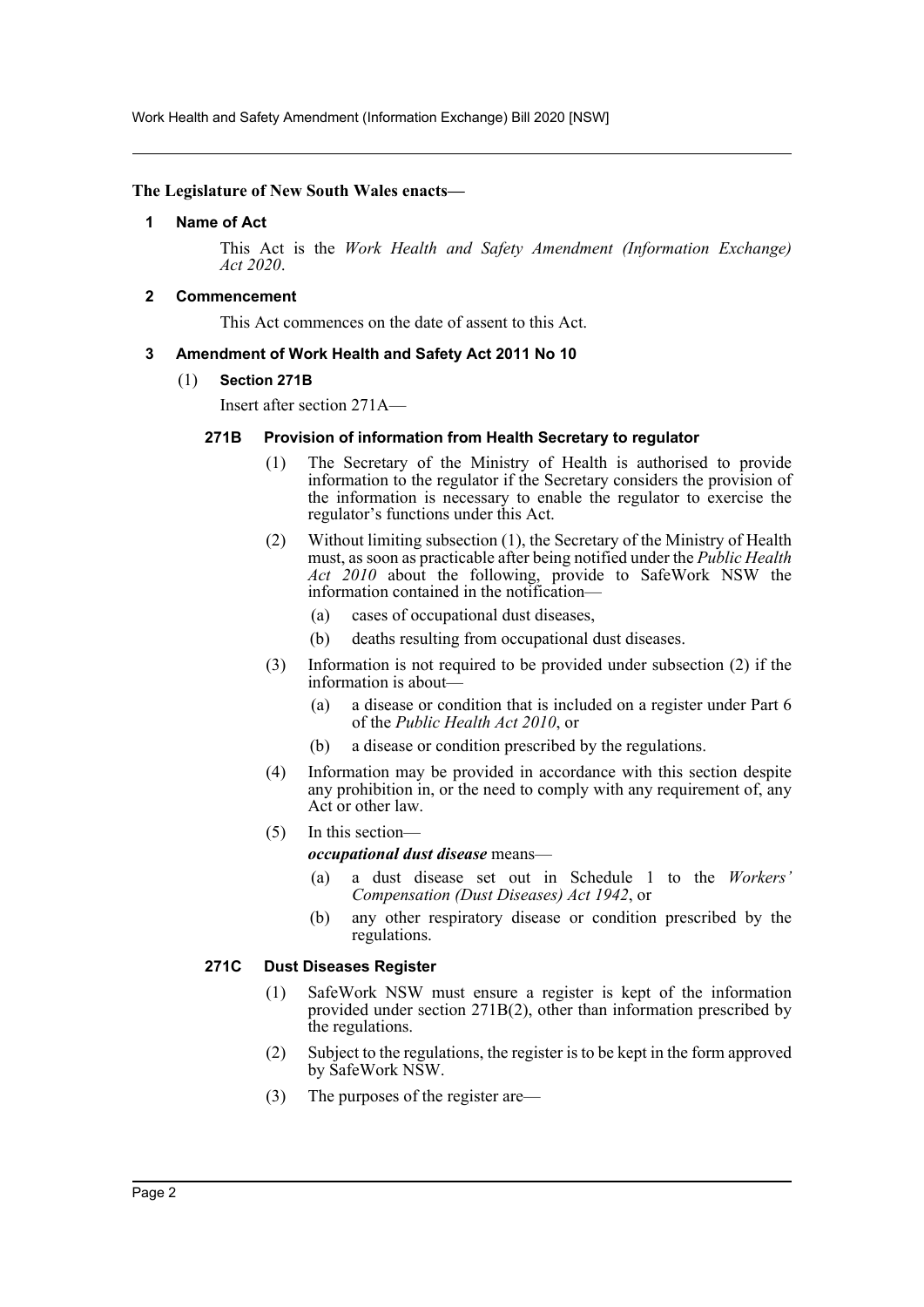**The Legislature of New South Wales enacts—**

## 1 Name of Act

This Act is the *Work Health and Safety Amendment (Information Exchange) Act 2020*.

## 2 Commencement

This Act commences on the date of assent to this Act.

## 3 Amendment of Work Health and Safety Act 2011 No 10

### (1) Section 271B

Insert after section 271A—

#### 271B Provision of information from Health Secretary to regulator

(1) The Secretary of the Ministry of Health is authorised to provide information to the regulator if the Secretary considers the provision of the information is necessary to enable the regulator to exercise the regulator's functions under this Act.

(2) Without limiting subsection (1), the Secretary of the Ministry of Health must, as soon as practicable after being notified under the *Public Health Act 2010* about the following, provide to SafeWork NSW the information contained in the notification—

- (a) cases of occupational dust diseases,
- (b) deaths resulting from occupational dust diseases.

(3) Information is not required to be provided under subsection (2) if the information is about—

- (a) a disease or condition that is included on a register under Part 6 of the *Public Health Act 2010*, or
- (b) a disease or condition prescribed by the regulations.

(4) Information may be provided in accordance with this section despite any prohibition in, or the need to comply with any requirement of, any Act or other law.

(5) In this section—

***occupational dust disease*** means—

- (a) a dust disease set out in Schedule 1 to the *Workers' Compensation (Dust Diseases) Act 1942*, or
- (b) any other respiratory disease or condition prescribed by the regulations.

#### 271C Dust Diseases Register

(1) SafeWork NSW must ensure a register is kept of the information provided under section 271B(2), other than information prescribed by the regulations.

(2) Subject to the regulations, the register is to be kept in the form approved by SafeWork NSW.

(3) The purposes of the register are—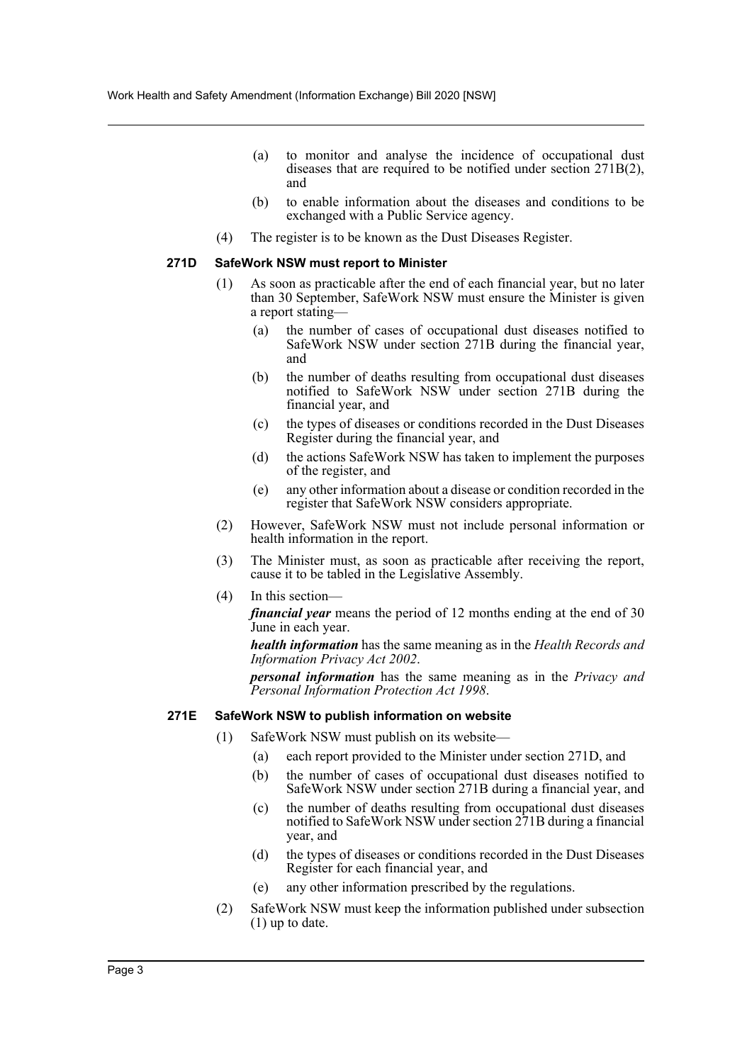(a) to monitor and analyse the incidence of occupational dust diseases that are required to be notified under section 271B(2), and

(b) to enable information about the diseases and conditions to be exchanged with a Public Service agency.

(4) The register is to be known as the Dust Diseases Register.

**271D SafeWork NSW must report to Minister**

(1) As soon as practicable after the end of each financial year, but no later than 30 September, SafeWork NSW must ensure the Minister is given a report stating—

(a) the number of cases of occupational dust diseases notified to SafeWork NSW under section 271B during the financial year, and

(b) the number of deaths resulting from occupational dust diseases notified to SafeWork NSW under section 271B during the financial year, and

(c) the types of diseases or conditions recorded in the Dust Diseases Register during the financial year, and

(d) the actions SafeWork NSW has taken to implement the purposes of the register, and

(e) any other information about a disease or condition recorded in the register that SafeWork NSW considers appropriate.

(2) However, SafeWork NSW must not include personal information or health information in the report.

(3) The Minister must, as soon as practicable after receiving the report, cause it to be tabled in the Legislative Assembly.

(4) In this section—

***financial year*** means the period of 12 months ending at the end of 30 June in each year.

***health information*** has the same meaning as in the *Health Records and Information Privacy Act 2002*.

***personal information*** has the same meaning as in the *Privacy and Personal Information Protection Act 1998*.

**271E SafeWork NSW to publish information on website**

(1) SafeWork NSW must publish on its website—

(a) each report provided to the Minister under section 271D, and

(b) the number of cases of occupational dust diseases notified to SafeWork NSW under section 271B during a financial year, and

(c) the number of deaths resulting from occupational dust diseases notified to SafeWork NSW under section 271B during a financial year, and

(d) the types of diseases or conditions recorded in the Dust Diseases Register for each financial year, and

(e) any other information prescribed by the regulations.

(2) SafeWork NSW must keep the information published under subsection (1) up to date.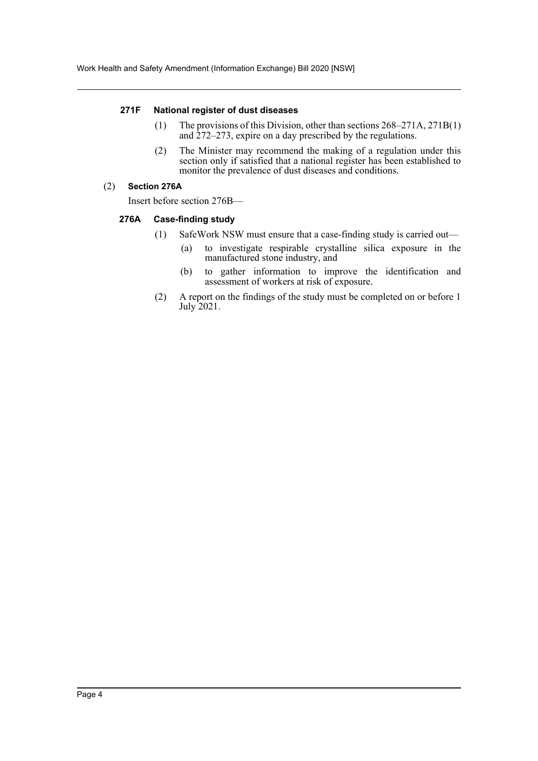#### 271F National register of dust diseases

(1) The provisions of this Division, other than sections 268–271A, 271B(1) and 272–273, expire on a day prescribed by the regulations.

(2) The Minister may recommend the making of a regulation under this section only if satisfied that a national register has been established to monitor the prevalence of dust diseases and conditions.

(2) **Section 276A**

Insert before section 276B—

#### 276A Case-finding study

(1) SafeWork NSW must ensure that a case-finding study is carried out—

(a) to investigate respirable crystalline silica exposure in the manufactured stone industry, and

(b) to gather information to improve the identification and assessment of workers at risk of exposure.

(2) A report on the findings of the study must be completed on or before 1 July 2021.